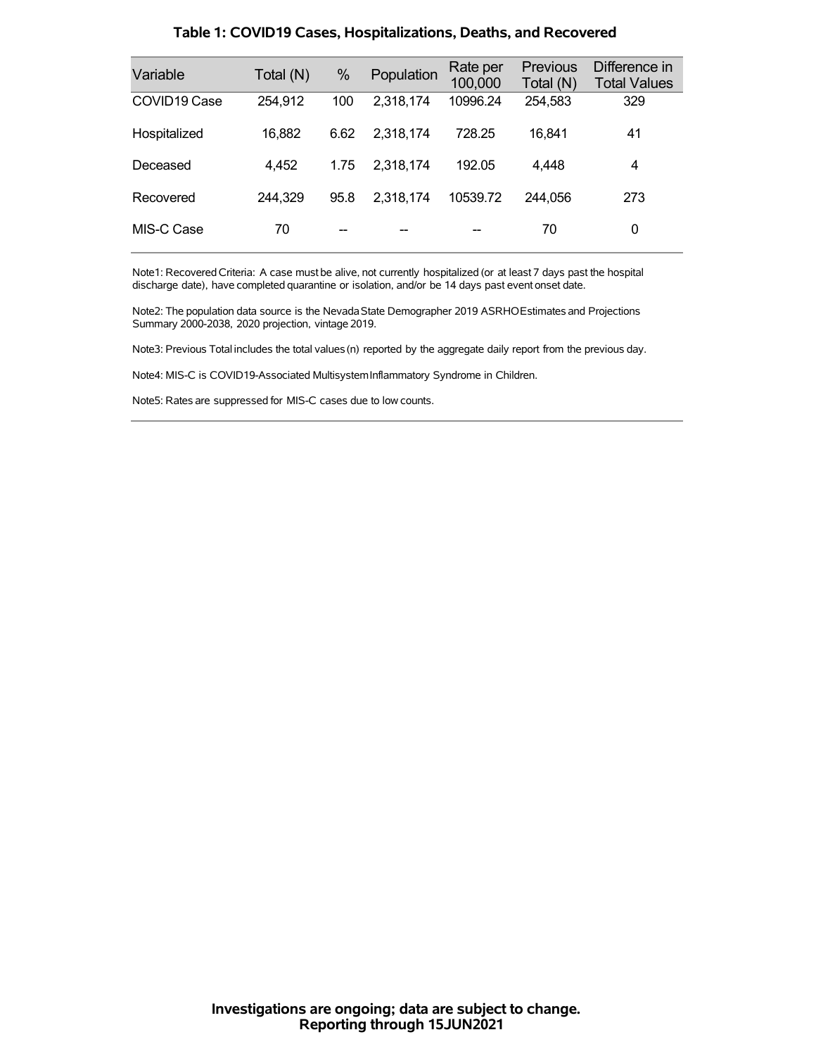## Table 1: COVID19 Cases, Hospitalizations, Deaths, and Recovered

| Variable | Total (N) | % | Population | Rate per 100,000 | Previous Total (N) | Difference in Total Values |
|---|---|---|---|---|---|---|
| COVID19 Case | 254,912 | 100 | 2,318,174 | 10996.24 | 254,583 | 329 |
| Hospitalized | 16,882 | 6.62 | 2,318,174 | 728.25 | 16,841 | 41 |
| Deceased | 4,452 | 1.75 | 2,318,174 | 192.05 | 4,448 | 4 |
| Recovered | 244,329 | 95.8 | 2,318,174 | 10539.72 | 244,056 | 273 |
| MIS-C Case | 70 | -- | -- | -- | 70 | 0 |

Note1: Recovered Criteria: A case must be alive, not currently hospitalized (or at least 7 days past the hospital discharge date), have completed quarantine or isolation, and/or be 14 days past event onset date.

Note2: The population data source is the Nevada State Demographer 2019 ASRHO Estimates and Projections Summary 2000-2038, 2020 projection, vintage 2019.

Note3: Previous Total includes the total values (n) reported by the aggregate daily report from the previous day.

Note4: MIS-C is COVID19-Associated Multisystem Inflammatory Syndrome in Children.

Note5: Rates are suppressed for MIS-C cases due to low counts.

**Investigations are ongoing; data are subject to change.**
**Reporting through 15JUN2021**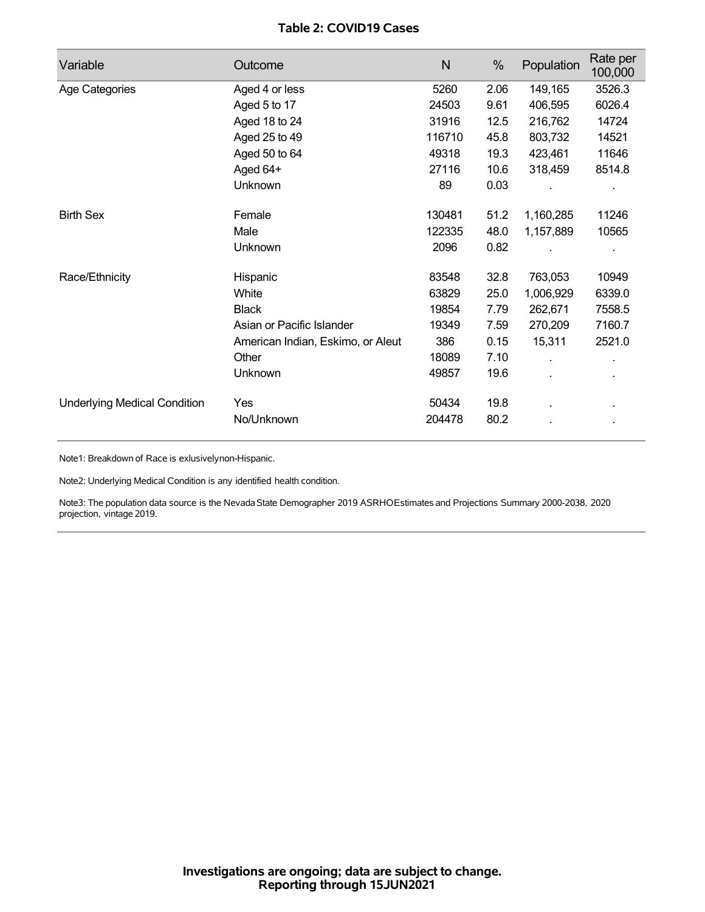**Table 2: COVID19 Cases**

| Variable | Outcome | N | % | Population | Rate per 100,000 |
|---|---|---|---|---|---|
| Age Categories | Aged 4 or less | 5260 | 2.06 | 149,165 | 3526.3 |
| | Aged 5 to 17 | 24503 | 9.61 | 406,595 | 6026.4 |
| | Aged 18 to 24 | 31916 | 12.5 | 216,762 | 14724 |
| | Aged 25 to 49 | 116710 | 45.8 | 803,732 | 14521 |
| | Aged 50 to 64 | 49318 | 19.3 | 423,461 | 11646 |
| | Aged 64+ | 27116 | 10.6 | 318,459 | 8514.8 |
| | Unknown | 89 | 0.03 | . | . |
| Birth Sex | Female | 130481 | 51.2 | 1,160,285 | 11246 |
| | Male | 122335 | 48.0 | 1,157,889 | 10565 |
| | Unknown | 2096 | 0.82 | . | . |
| Race/Ethnicity | Hispanic | 83548 | 32.8 | 763,053 | 10949 |
| | White | 63829 | 25.0 | 1,006,929 | 6339.0 |
| | Black | 19854 | 7.79 | 262,671 | 7558.5 |
| | Asian or Pacific Islander | 19349 | 7.59 | 270,209 | 7160.7 |
| | American Indian, Eskimo, or Aleut | 386 | 0.15 | 15,311 | 2521.0 |
| | Other | 18089 | 7.10 | . | . |
| | Unknown | 49857 | 19.6 | . | . |
| Underlying Medical Condition | Yes | 50434 | 19.8 | . | . |
| | No/Unknown | 204478 | 80.2 | . | . |

Note1: Breakdown of Race is exlusivelynon-Hispanic.

Note2: Underlying Medical Condition is any identified health condition.

Note3: The population data source is the Nevada State Demographer 2019 ASRHOEstimates and Projections Summary 2000-2038, 2020 projection, vintage 2019.

**Investigations are ongoing; data are subject to change.**
**Reporting through 15JUN2021**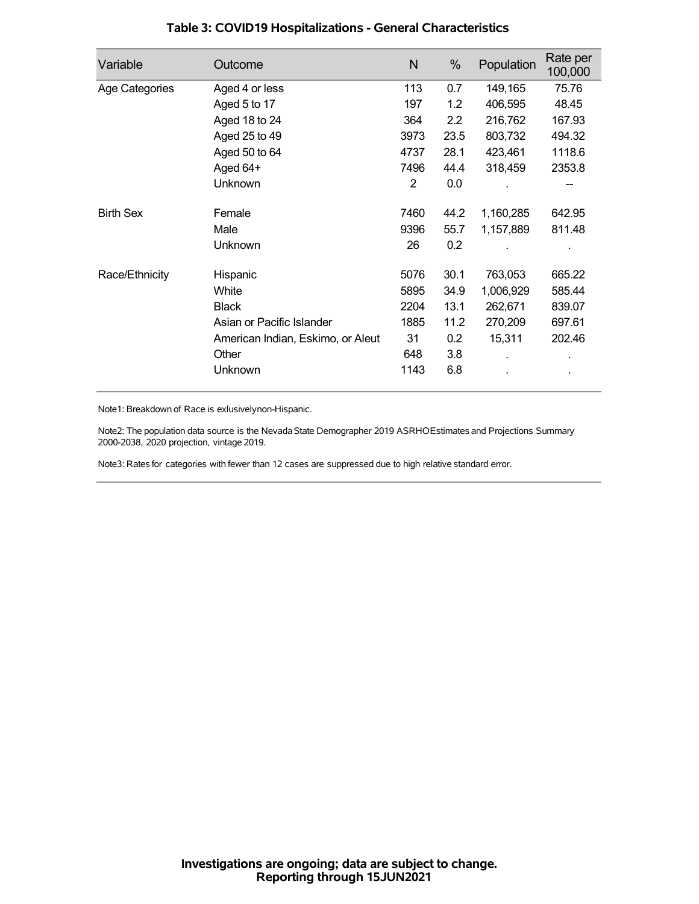## Table 3: COVID19 Hospitalizations - General Characteristics

| Variable | Outcome | N | % | Population | Rate per 100,000 |
|---|---|---|---|---|---|
| Age Categories | Aged 4 or less | 113 | 0.7 | 149,165 | 75.76 |
| | Aged 5 to 17 | 197 | 1.2 | 406,595 | 48.45 |
| | Aged 18 to 24 | 364 | 2.2 | 216,762 | 167.93 |
| | Aged 25 to 49 | 3973 | 23.5 | 803,732 | 494.32 |
| | Aged 50 to 64 | 4737 | 28.1 | 423,461 | 1118.6 |
| | Aged 64+ | 7496 | 44.4 | 318,459 | 2353.8 |
| | Unknown | 2 | 0.0 | . | -- |
| Birth Sex | Female | 7460 | 44.2 | 1,160,285 | 642.95 |
| | Male | 9396 | 55.7 | 1,157,889 | 811.48 |
| | Unknown | 26 | 0.2 | . | . |
| Race/Ethnicity | Hispanic | 5076 | 30.1 | 763,053 | 665.22 |
| | White | 5895 | 34.9 | 1,006,929 | 585.44 |
| | Black | 2204 | 13.1 | 262,671 | 839.07 |
| | Asian or Pacific Islander | 1885 | 11.2 | 270,209 | 697.61 |
| | American Indian, Eskimo, or Aleut | 31 | 0.2 | 15,311 | 202.46 |
| | Other | 648 | 3.8 | . | . |
| | Unknown | 1143 | 6.8 | . | . |

Note1: Breakdown of Race is exlusivelynon-Hispanic.

Note2: The population data source is the Nevada State Demographer 2019 ASRHOEstimates and Projections Summary 2000-2038, 2020 projection, vintage 2019.

Note3: Rates for categories with fewer than 12 cases are suppressed due to high relative standard error.

**Investigations are ongoing; data are subject to change.**
**Reporting through 15JUN2021**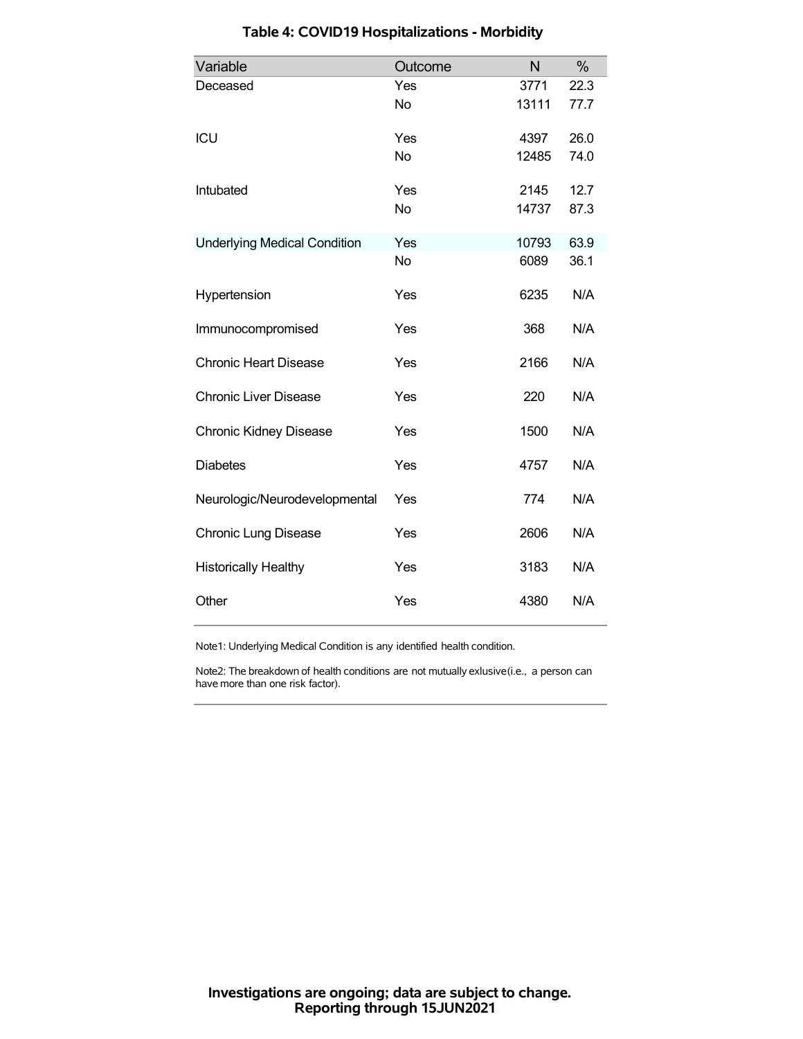### Table 4: COVID19 Hospitalizations - Morbidity

| Variable | Outcome | N | % |
|---|---|---|---|
| Deceased | Yes | 3771 | 22.3 |
| | No | 13111 | 77.7 |
| ICU | Yes | 4397 | 26.0 |
| | No | 12485 | 74.0 |
| Intubated | Yes | 2145 | 12.7 |
| | No | 14737 | 87.3 |
| Underlying Medical Condition | Yes | 10793 | 63.9 |
| | No | 6089 | 36.1 |
| Hypertension | Yes | 6235 | N/A |
| Immunocompromised | Yes | 368 | N/A |
| Chronic Heart Disease | Yes | 2166 | N/A |
| Chronic Liver Disease | Yes | 220 | N/A |
| Chronic Kidney Disease | Yes | 1500 | N/A |
| Diabetes | Yes | 4757 | N/A |
| Neurologic/Neurodevelopmental | Yes | 774 | N/A |
| Chronic Lung Disease | Yes | 2606 | N/A |
| Historically Healthy | Yes | 3183 | N/A |
| Other | Yes | 4380 | N/A |

Note1: Underlying Medical Condition is any identified health condition.

Note2: The breakdown of health conditions are not mutually exlusive(i.e., a person can have more than one risk factor).

**Investigations are ongoing; data are subject to change.**
**Reporting through 15JUN2021**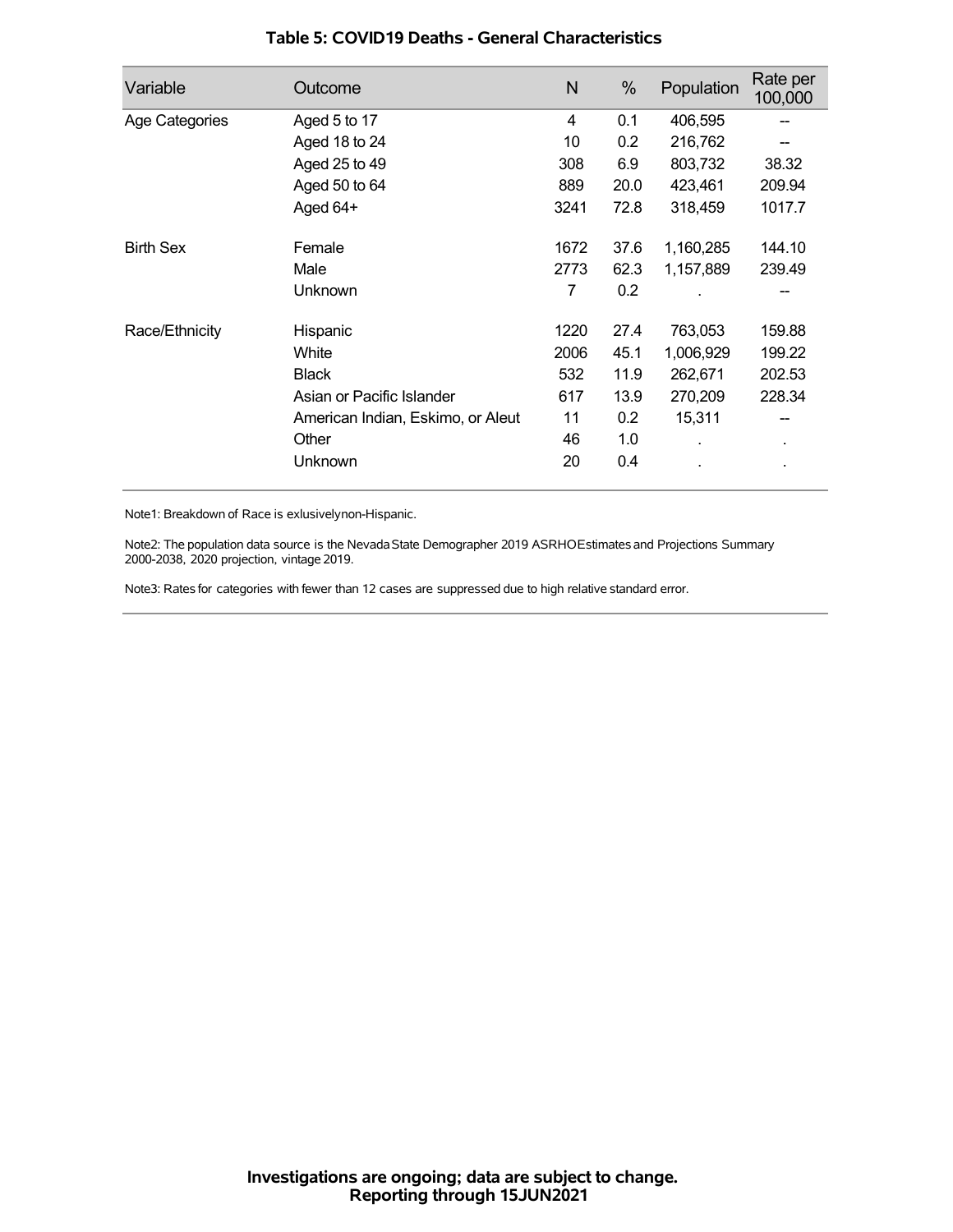**Table 5: COVID19 Deaths - General Characteristics**

| Variable | Outcome | N | % | Population | Rate per 100,000 |
|---|---|---|---|---|---|
| Age Categories | Aged 5 to 17 | 4 | 0.1 | 406,595 | -- |
| | Aged 18 to 24 | 10 | 0.2 | 216,762 | -- |
| | Aged 25 to 49 | 308 | 6.9 | 803,732 | 38.32 |
| | Aged 50 to 64 | 889 | 20.0 | 423,461 | 209.94 |
| | Aged 64+ | 3241 | 72.8 | 318,459 | 1017.7 |
| Birth Sex | Female | 1672 | 37.6 | 1,160,285 | 144.10 |
| | Male | 2773 | 62.3 | 1,157,889 | 239.49 |
| | Unknown | 7 | 0.2 | . | -- |
| Race/Ethnicity | Hispanic | 1220 | 27.4 | 763,053 | 159.88 |
| | White | 2006 | 45.1 | 1,006,929 | 199.22 |
| | Black | 532 | 11.9 | 262,671 | 202.53 |
| | Asian or Pacific Islander | 617 | 13.9 | 270,209 | 228.34 |
| | American Indian, Eskimo, or Aleut | 11 | 0.2 | 15,311 | -- |
| | Other | 46 | 1.0 | . | . |
| | Unknown | 20 | 0.4 | . | . |

Note1: Breakdown of Race is exlusivelynon-Hispanic.

Note2: The population data source is the Nevada State Demographer 2019 ASRHOEstimates and Projections Summary 2000-2038, 2020 projection, vintage 2019.

Note3: Rates for categories with fewer than 12 cases are suppressed due to high relative standard error.

**Investigations are ongoing; data are subject to change.**
**Reporting through 15JUN2021**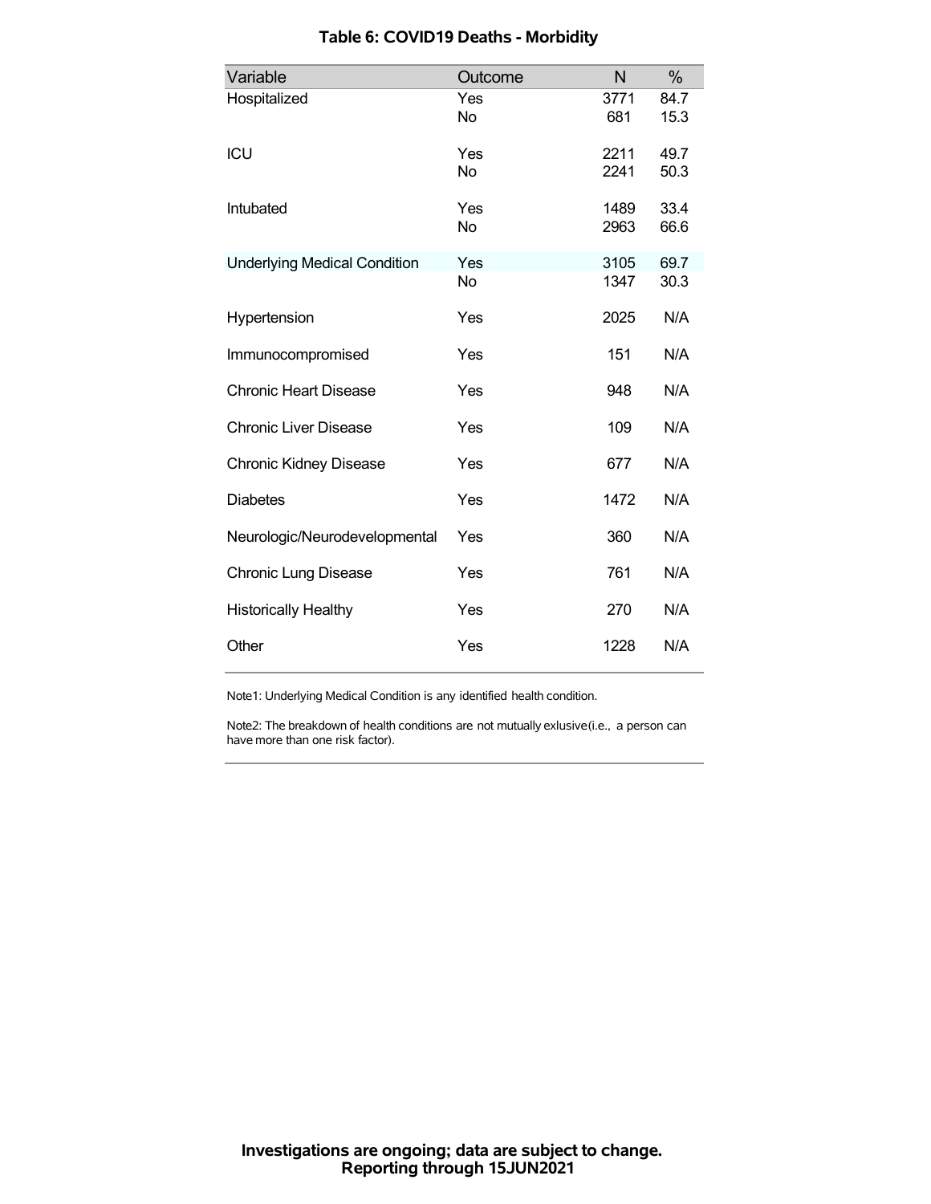## Table 6: COVID19 Deaths - Morbidity

| Variable | Outcome | N | % |
|---|---|---|---|
| Hospitalized | Yes | 3771 | 84.7 |
| | No | 681 | 15.3 |
| ICU | Yes | 2211 | 49.7 |
| | No | 2241 | 50.3 |
| Intubated | Yes | 1489 | 33.4 |
| | No | 2963 | 66.6 |
| Underlying Medical Condition | Yes | 3105 | 69.7 |
| | No | 1347 | 30.3 |
| Hypertension | Yes | 2025 | N/A |
| Immunocompromised | Yes | 151 | N/A |
| Chronic Heart Disease | Yes | 948 | N/A |
| Chronic Liver Disease | Yes | 109 | N/A |
| Chronic Kidney Disease | Yes | 677 | N/A |
| Diabetes | Yes | 1472 | N/A |
| Neurologic/Neurodevelopmental | Yes | 360 | N/A |
| Chronic Lung Disease | Yes | 761 | N/A |
| Historically Healthy | Yes | 270 | N/A |
| Other | Yes | 1228 | N/A |

Note1: Underlying Medical Condition is any identified health condition.

Note2: The breakdown of health conditions are not mutually exlusive(i.e., a person can have more than one risk factor).

**Investigations are ongoing; data are subject to change.**
**Reporting through 15JUN2021**